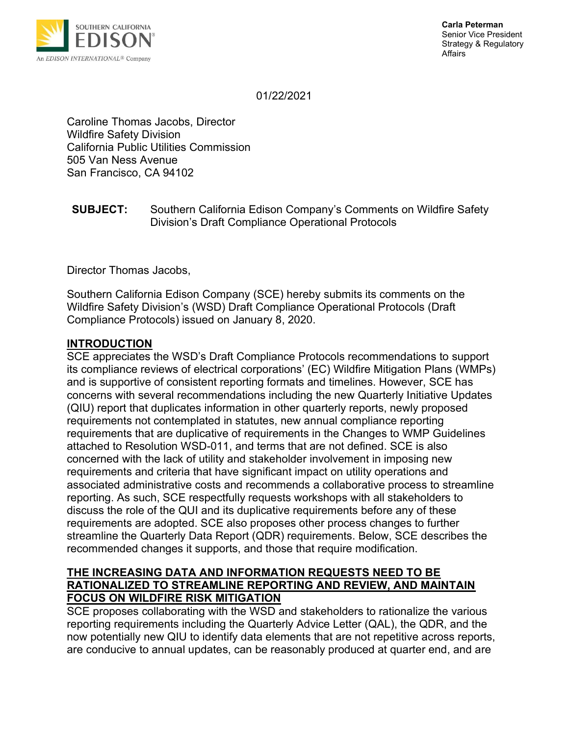**Carla Peterman**
Senior Vice President
Strategy & Regulatory
Affairs

01/22/2021

Caroline Thomas Jacobs, Director
Wildfire Safety Division
California Public Utilities Commission
505 Van Ness Avenue
San Francisco, CA 94102

**SUBJECT:** Southern California Edison Company's Comments on Wildfire Safety Division's Draft Compliance Operational Protocols

Director Thomas Jacobs,

Southern California Edison Company (SCE) hereby submits its comments on the Wildfire Safety Division's (WSD) Draft Compliance Operational Protocols (Draft Compliance Protocols) issued on January 8, 2020.

## INTRODUCTION

SCE appreciates the WSD's Draft Compliance Protocols recommendations to support its compliance reviews of electrical corporations' (EC) Wildfire Mitigation Plans (WMPs) and is supportive of consistent reporting formats and timelines. However, SCE has concerns with several recommendations including the new Quarterly Initiative Updates (QIU) report that duplicates information in other quarterly reports, newly proposed requirements not contemplated in statutes, new annual compliance reporting requirements that are duplicative of requirements in the Changes to WMP Guidelines attached to Resolution WSD-011, and terms that are not defined. SCE is also concerned with the lack of utility and stakeholder involvement in imposing new requirements and criteria that have significant impact on utility operations and associated administrative costs and recommends a collaborative process to streamline reporting. As such, SCE respectfully requests workshops with all stakeholders to discuss the role of the QUI and its duplicative requirements before any of these requirements are adopted. SCE also proposes other process changes to further streamline the Quarterly Data Report (QDR) requirements. Below, SCE describes the recommended changes it supports, and those that require modification.

## THE INCREASING DATA AND INFORMATION REQUESTS NEED TO BE RATIONALIZED TO STREAMLINE REPORTING AND REVIEW, AND MAINTAIN FOCUS ON WILDFIRE RISK MITIGATION

SCE proposes collaborating with the WSD and stakeholders to rationalize the various reporting requirements including the Quarterly Advice Letter (QAL), the QDR, and the now potentially new QIU to identify data elements that are not repetitive across reports, are conducive to annual updates, can be reasonably produced at quarter end, and are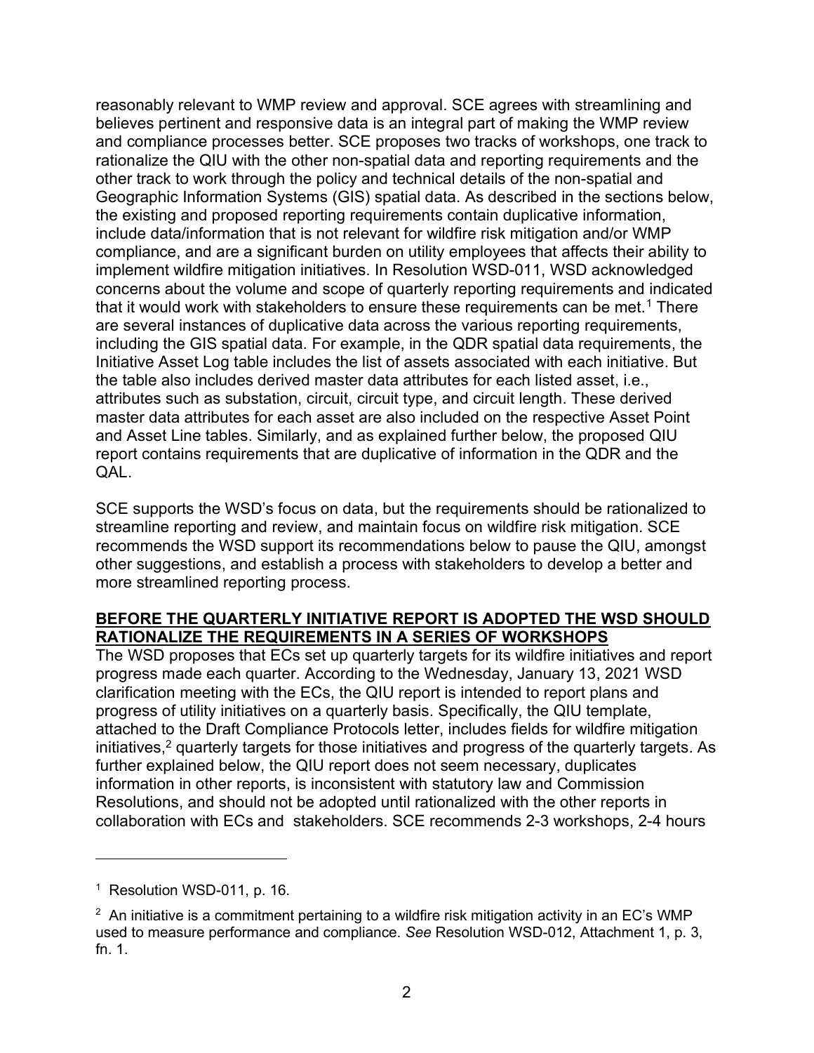reasonably relevant to WMP review and approval. SCE agrees with streamlining and believes pertinent and responsive data is an integral part of making the WMP review and compliance processes better. SCE proposes two tracks of workshops, one track to rationalize the QIU with the other non-spatial data and reporting requirements and the other track to work through the policy and technical details of the non-spatial and Geographic Information Systems (GIS) spatial data. As described in the sections below, the existing and proposed reporting requirements contain duplicative information, include data/information that is not relevant for wildfire risk mitigation and/or WMP compliance, and are a significant burden on utility employees that affects their ability to implement wildfire mitigation initiatives. In Resolution WSD-011, WSD acknowledged concerns about the volume and scope of quarterly reporting requirements and indicated that it would work with stakeholders to ensure these requirements can be met.[1] There are several instances of duplicative data across the various reporting requirements, including the GIS spatial data. For example, in the QDR spatial data requirements, the Initiative Asset Log table includes the list of assets associated with each initiative. But the table also includes derived master data attributes for each listed asset, i.e., attributes such as substation, circuit, circuit type, and circuit length. These derived master data attributes for each asset are also included on the respective Asset Point and Asset Line tables. Similarly, and as explained further below, the proposed QIU report contains requirements that are duplicative of information in the QDR and the QAL.

SCE supports the WSD's focus on data, but the requirements should be rationalized to streamline reporting and review, and maintain focus on wildfire risk mitigation. SCE recommends the WSD support its recommendations below to pause the QIU, amongst other suggestions, and establish a process with stakeholders to develop a better and more streamlined reporting process.

**BEFORE THE QUARTERLY INITIATIVE REPORT IS ADOPTED THE WSD SHOULD RATIONALIZE THE REQUIREMENTS IN A SERIES OF WORKSHOPS**

The WSD proposes that ECs set up quarterly targets for its wildfire initiatives and report progress made each quarter. According to the Wednesday, January 13, 2021 WSD clarification meeting with the ECs, the QIU report is intended to report plans and progress of utility initiatives on a quarterly basis. Specifically, the QIU template, attached to the Draft Compliance Protocols letter, includes fields for wildfire mitigation initiatives,[2] quarterly targets for those initiatives and progress of the quarterly targets. As further explained below, the QIU report does not seem necessary, duplicates information in other reports, is inconsistent with statutory law and Commission Resolutions, and should not be adopted until rationalized with the other reports in collaboration with ECs and stakeholders. SCE recommends 2-3 workshops, 2-4 hours

---

[1] Resolution WSD-011, p. 16.

[2] An initiative is a commitment pertaining to a wildfire risk mitigation activity in an EC's WMP used to measure performance and compliance. *See* Resolution WSD-012, Attachment 1, p. 3, fn. 1.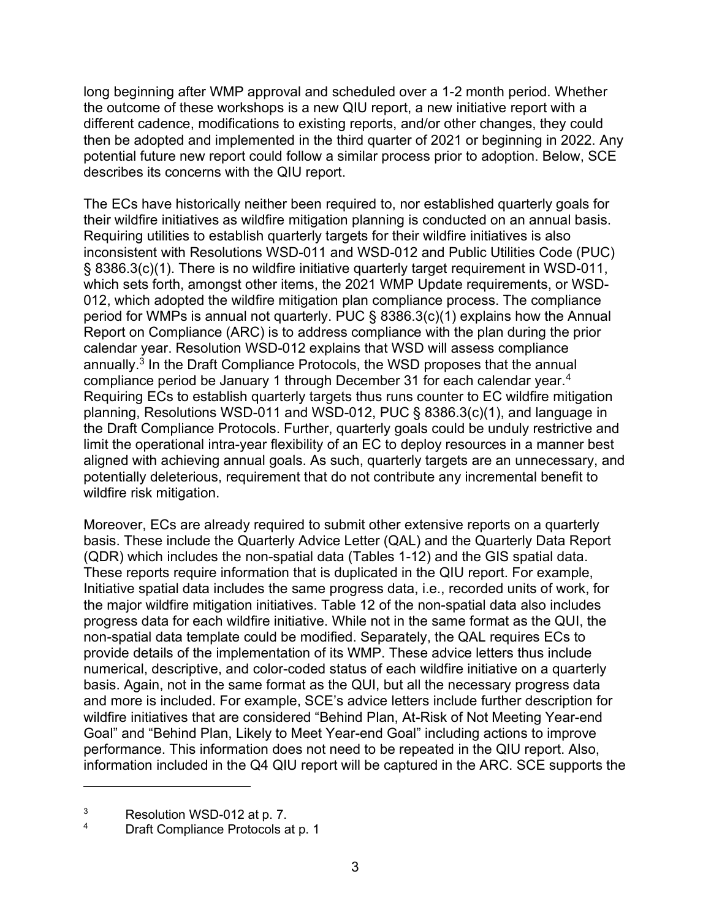long beginning after WMP approval and scheduled over a 1-2 month period. Whether the outcome of these workshops is a new QIU report, a new initiative report with a different cadence, modifications to existing reports, and/or other changes, they could then be adopted and implemented in the third quarter of 2021 or beginning in 2022. Any potential future new report could follow a similar process prior to adoption. Below, SCE describes its concerns with the QIU report.

The ECs have historically neither been required to, nor established quarterly goals for their wildfire initiatives as wildfire mitigation planning is conducted on an annual basis. Requiring utilities to establish quarterly targets for their wildfire initiatives is also inconsistent with Resolutions WSD-011 and WSD-012 and Public Utilities Code (PUC) § 8386.3(c)(1). There is no wildfire initiative quarterly target requirement in WSD-011, which sets forth, amongst other items, the 2021 WMP Update requirements, or WSD-012, which adopted the wildfire mitigation plan compliance process. The compliance period for WMPs is annual not quarterly. PUC § 8386.3(c)(1) explains how the Annual Report on Compliance (ARC) is to address compliance with the plan during the prior calendar year. Resolution WSD-012 explains that WSD will assess compliance annually.[3] In the Draft Compliance Protocols, the WSD proposes that the annual compliance period be January 1 through December 31 for each calendar year.[4] Requiring ECs to establish quarterly targets thus runs counter to EC wildfire mitigation planning, Resolutions WSD-011 and WSD-012, PUC § 8386.3(c)(1), and language in the Draft Compliance Protocols. Further, quarterly goals could be unduly restrictive and limit the operational intra-year flexibility of an EC to deploy resources in a manner best aligned with achieving annual goals. As such, quarterly targets are an unnecessary, and potentially deleterious, requirement that do not contribute any incremental benefit to wildfire risk mitigation.

Moreover, ECs are already required to submit other extensive reports on a quarterly basis. These include the Quarterly Advice Letter (QAL) and the Quarterly Data Report (QDR) which includes the non-spatial data (Tables 1-12) and the GIS spatial data. These reports require information that is duplicated in the QIU report. For example, Initiative spatial data includes the same progress data, i.e., recorded units of work, for the major wildfire mitigation initiatives. Table 12 of the non-spatial data also includes progress data for each wildfire initiative. While not in the same format as the QUI, the non-spatial data template could be modified. Separately, the QAL requires ECs to provide details of the implementation of its WMP. These advice letters thus include numerical, descriptive, and color-coded status of each wildfire initiative on a quarterly basis. Again, not in the same format as the QUI, but all the necessary progress data and more is included. For example, SCE's advice letters include further description for wildfire initiatives that are considered "Behind Plan, At-Risk of Not Meeting Year-end Goal" and "Behind Plan, Likely to Meet Year-end Goal" including actions to improve performance. This information does not need to be repeated in the QIU report. Also, information included in the Q4 QIU report will be captured in the ARC. SCE supports the

---

[3] Resolution WSD-012 at p. 7.

[4] Draft Compliance Protocols at p. 1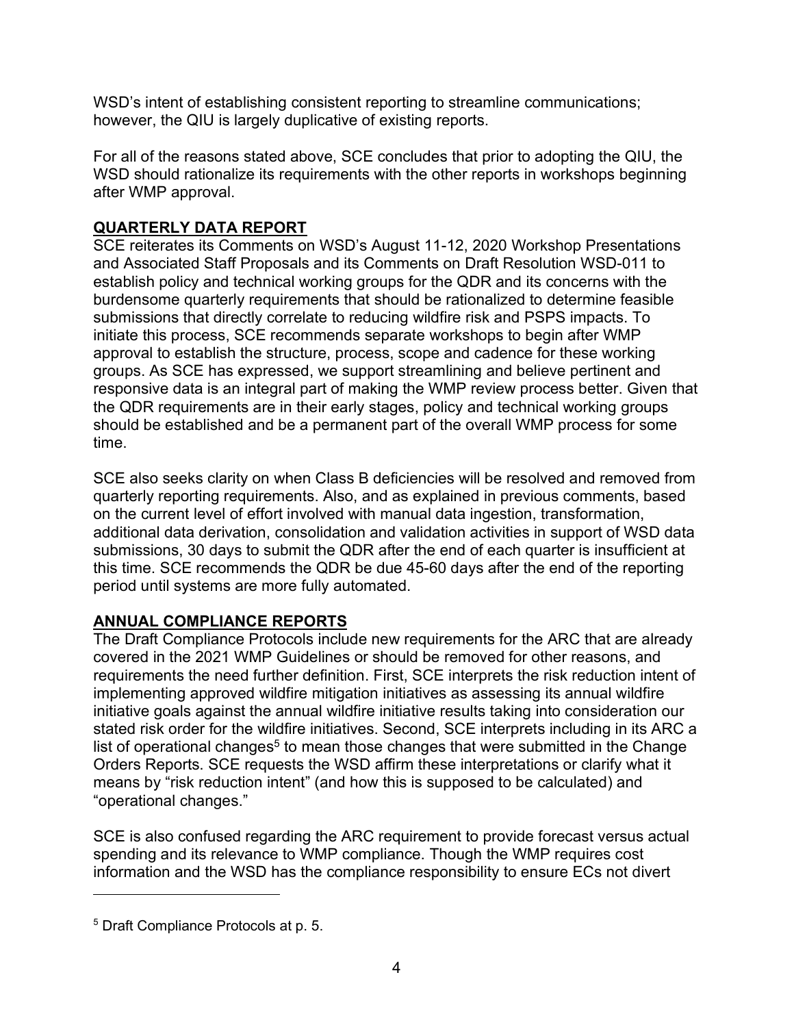WSD's intent of establishing consistent reporting to streamline communications; however, the QIU is largely duplicative of existing reports.

For all of the reasons stated above, SCE concludes that prior to adopting the QIU, the WSD should rationalize its requirements with the other reports in workshops beginning after WMP approval.

## QUARTERLY DATA REPORT

SCE reiterates its Comments on WSD's August 11-12, 2020 Workshop Presentations and Associated Staff Proposals and its Comments on Draft Resolution WSD-011 to establish policy and technical working groups for the QDR and its concerns with the burdensome quarterly requirements that should be rationalized to determine feasible submissions that directly correlate to reducing wildfire risk and PSPS impacts. To initiate this process, SCE recommends separate workshops to begin after WMP approval to establish the structure, process, scope and cadence for these working groups. As SCE has expressed, we support streamlining and believe pertinent and responsive data is an integral part of making the WMP review process better. Given that the QDR requirements are in their early stages, policy and technical working groups should be established and be a permanent part of the overall WMP process for some time.

SCE also seeks clarity on when Class B deficiencies will be resolved and removed from quarterly reporting requirements. Also, and as explained in previous comments, based on the current level of effort involved with manual data ingestion, transformation, additional data derivation, consolidation and validation activities in support of WSD data submissions, 30 days to submit the QDR after the end of each quarter is insufficient at this time. SCE recommends the QDR be due 45-60 days after the end of the reporting period until systems are more fully automated.

## ANNUAL COMPLIANCE REPORTS

The Draft Compliance Protocols include new requirements for the ARC that are already covered in the 2021 WMP Guidelines or should be removed for other reasons, and requirements the need further definition. First, SCE interprets the risk reduction intent of implementing approved wildfire mitigation initiatives as assessing its annual wildfire initiative goals against the annual wildfire initiative results taking into consideration our stated risk order for the wildfire initiatives. Second, SCE interprets including in its ARC a list of operational changes[5] to mean those changes that were submitted in the Change Orders Reports. SCE requests the WSD affirm these interpretations or clarify what it means by "risk reduction intent" (and how this is supposed to be calculated) and "operational changes."

SCE is also confused regarding the ARC requirement to provide forecast versus actual spending and its relevance to WMP compliance. Though the WMP requires cost information and the WSD has the compliance responsibility to ensure ECs not divert

---

[5] Draft Compliance Protocols at p. 5.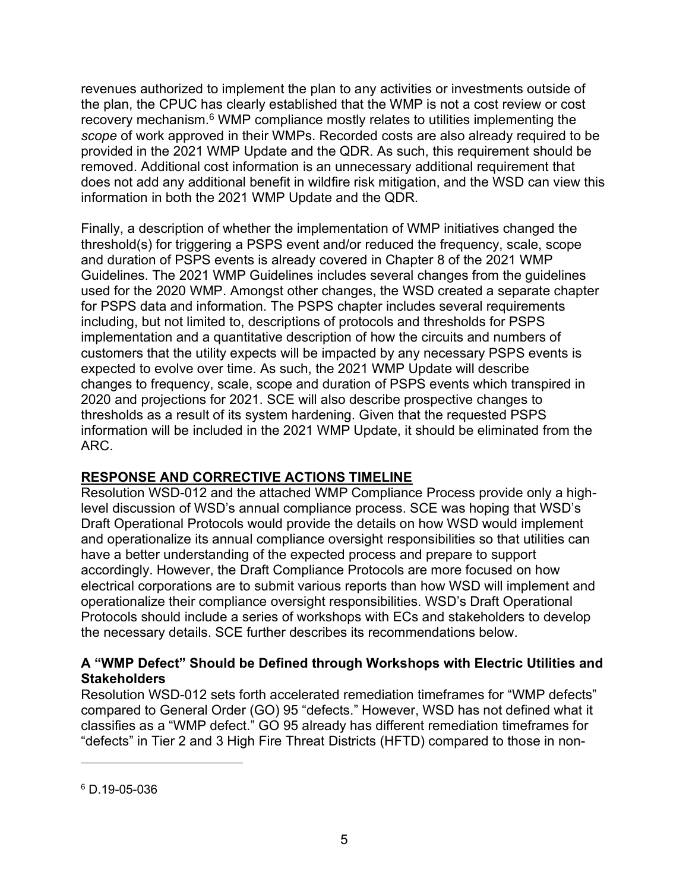revenues authorized to implement the plan to any activities or investments outside of the plan, the CPUC has clearly established that the WMP is not a cost review or cost recovery mechanism.[6] WMP compliance mostly relates to utilities implementing the *scope* of work approved in their WMPs. Recorded costs are also already required to be provided in the 2021 WMP Update and the QDR. As such, this requirement should be removed. Additional cost information is an unnecessary additional requirement that does not add any additional benefit in wildfire risk mitigation, and the WSD can view this information in both the 2021 WMP Update and the QDR.

Finally, a description of whether the implementation of WMP initiatives changed the threshold(s) for triggering a PSPS event and/or reduced the frequency, scale, scope and duration of PSPS events is already covered in Chapter 8 of the 2021 WMP Guidelines. The 2021 WMP Guidelines includes several changes from the guidelines used for the 2020 WMP. Amongst other changes, the WSD created a separate chapter for PSPS data and information. The PSPS chapter includes several requirements including, but not limited to, descriptions of protocols and thresholds for PSPS implementation and a quantitative description of how the circuits and numbers of customers that the utility expects will be impacted by any necessary PSPS events is expected to evolve over time. As such, the 2021 WMP Update will describe changes to frequency, scale, scope and duration of PSPS events which transpired in 2020 and projections for 2021. SCE will also describe prospective changes to thresholds as a result of its system hardening. Given that the requested PSPS information will be included in the 2021 WMP Update, it should be eliminated from the ARC.

## RESPONSE AND CORRECTIVE ACTIONS TIMELINE

Resolution WSD-012 and the attached WMP Compliance Process provide only a high-level discussion of WSD's annual compliance process. SCE was hoping that WSD's Draft Operational Protocols would provide the details on how WSD would implement and operationalize its annual compliance oversight responsibilities so that utilities can have a better understanding of the expected process and prepare to support accordingly. However, the Draft Compliance Protocols are more focused on how electrical corporations are to submit various reports than how WSD will implement and operationalize their compliance oversight responsibilities. WSD's Draft Operational Protocols should include a series of workshops with ECs and stakeholders to develop the necessary details. SCE further describes its recommendations below.

### A "WMP Defect" Should be Defined through Workshops with Electric Utilities and Stakeholders

Resolution WSD-012 sets forth accelerated remediation timeframes for "WMP defects" compared to General Order (GO) 95 "defects." However, WSD has not defined what it classifies as a "WMP defect." GO 95 already has different remediation timeframes for "defects" in Tier 2 and 3 High Fire Threat Districts (HFTD) compared to those in non-

---

[6] D.19-05-036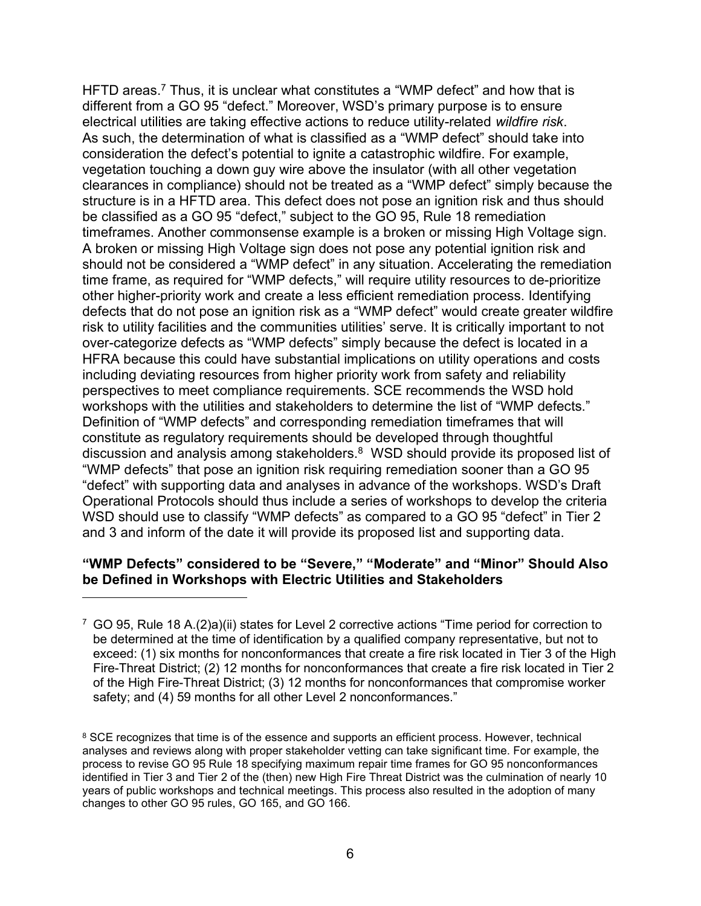HFTD areas.[7] Thus, it is unclear what constitutes a "WMP defect" and how that is different from a GO 95 "defect." Moreover, WSD's primary purpose is to ensure electrical utilities are taking effective actions to reduce utility-related *wildfire risk*. As such, the determination of what is classified as a "WMP defect" should take into consideration the defect's potential to ignite a catastrophic wildfire. For example, vegetation touching a down guy wire above the insulator (with all other vegetation clearances in compliance) should not be treated as a "WMP defect" simply because the structure is in a HFTD area. This defect does not pose an ignition risk and thus should be classified as a GO 95 "defect," subject to the GO 95, Rule 18 remediation timeframes. Another commonsense example is a broken or missing High Voltage sign. A broken or missing High Voltage sign does not pose any potential ignition risk and should not be considered a "WMP defect" in any situation. Accelerating the remediation time frame, as required for "WMP defects," will require utility resources to de-prioritize other higher-priority work and create a less efficient remediation process. Identifying defects that do not pose an ignition risk as a "WMP defect" would create greater wildfire risk to utility facilities and the communities utilities' serve. It is critically important to not over-categorize defects as "WMP defects" simply because the defect is located in a HFRA because this could have substantial implications on utility operations and costs including deviating resources from higher priority work from safety and reliability perspectives to meet compliance requirements. SCE recommends the WSD hold workshops with the utilities and stakeholders to determine the list of "WMP defects." Definition of "WMP defects" and corresponding remediation timeframes that will constitute as regulatory requirements should be developed through thoughtful discussion and analysis among stakeholders.[8] WSD should provide its proposed list of "WMP defects" that pose an ignition risk requiring remediation sooner than a GO 95 "defect" with supporting data and analyses in advance of the workshops. WSD's Draft Operational Protocols should thus include a series of workshops to develop the criteria WSD should use to classify "WMP defects" as compared to a GO 95 "defect" in Tier 2 and 3 and inform of the date it will provide its proposed list and supporting data.

**"WMP Defects" considered to be "Severe," "Moderate" and "Minor" Should Also be Defined in Workshops with Electric Utilities and Stakeholders**

---

[7] GO 95, Rule 18 A.(2)a)(ii) states for Level 2 corrective actions "Time period for correction to be determined at the time of identification by a qualified company representative, but not to exceed: (1) six months for nonconformances that create a fire risk located in Tier 3 of the High Fire-Threat District; (2) 12 months for nonconformances that create a fire risk located in Tier 2 of the High Fire-Threat District; (3) 12 months for nonconformances that compromise worker safety; and (4) 59 months for all other Level 2 nonconformances."

[8] SCE recognizes that time is of the essence and supports an efficient process. However, technical analyses and reviews along with proper stakeholder vetting can take significant time. For example, the process to revise GO 95 Rule 18 specifying maximum repair time frames for GO 95 nonconformances identified in Tier 3 and Tier 2 of the (then) new High Fire Threat District was the culmination of nearly 10 years of public workshops and technical meetings. This process also resulted in the adoption of many changes to other GO 95 rules, GO 165, and GO 166.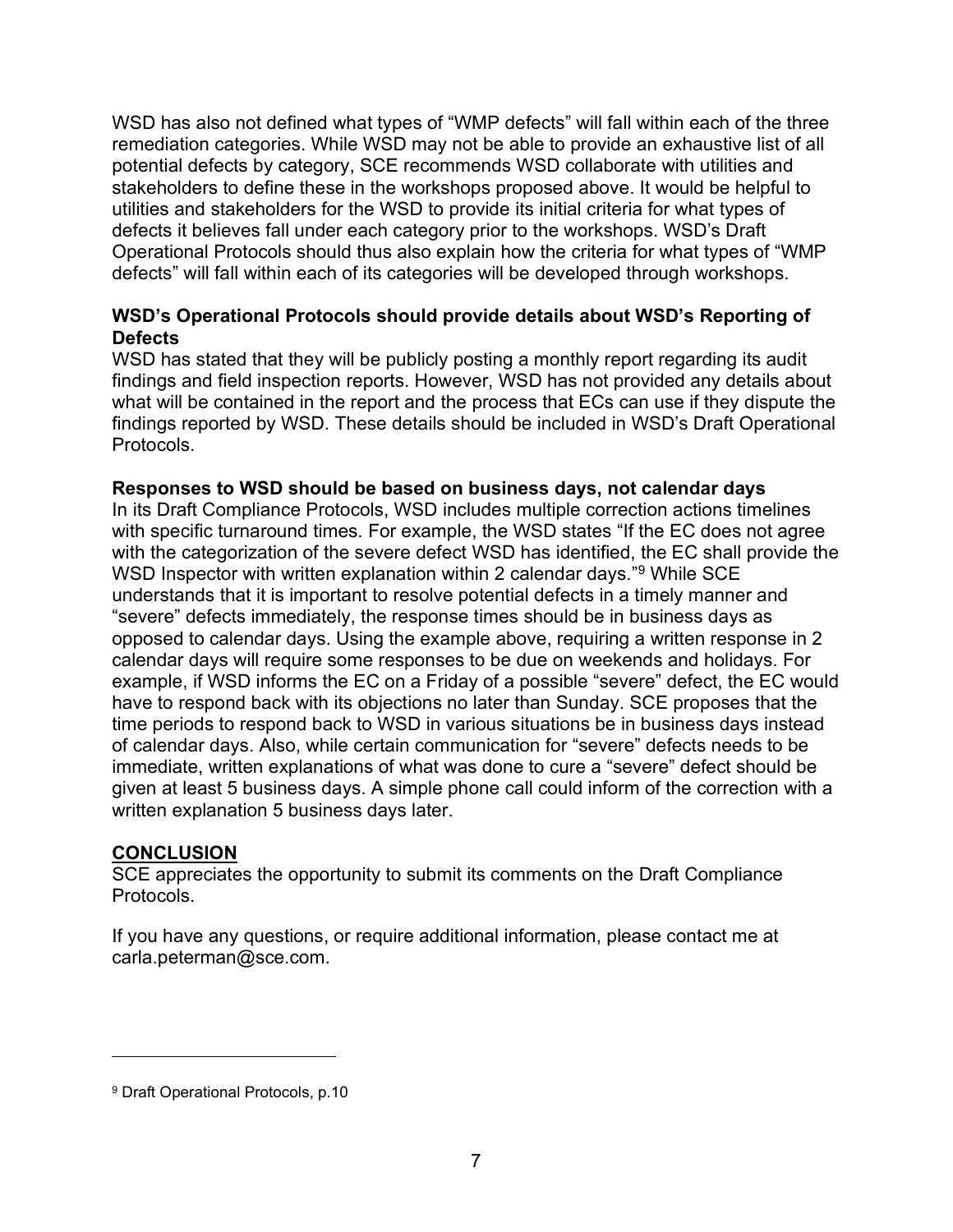WSD has also not defined what types of "WMP defects" will fall within each of the three remediation categories. While WSD may not be able to provide an exhaustive list of all potential defects by category, SCE recommends WSD collaborate with utilities and stakeholders to define these in the workshops proposed above. It would be helpful to utilities and stakeholders for the WSD to provide its initial criteria for what types of defects it believes fall under each category prior to the workshops. WSD's Draft Operational Protocols should thus also explain how the criteria for what types of "WMP defects" will fall within each of its categories will be developed through workshops.

**WSD's Operational Protocols should provide details about WSD's Reporting of Defects**

WSD has stated that they will be publicly posting a monthly report regarding its audit findings and field inspection reports. However, WSD has not provided any details about what will be contained in the report and the process that ECs can use if they dispute the findings reported by WSD. These details should be included in WSD's Draft Operational Protocols.

**Responses to WSD should be based on business days, not calendar days**

In its Draft Compliance Protocols, WSD includes multiple correction actions timelines with specific turnaround times. For example, the WSD states "If the EC does not agree with the categorization of the severe defect WSD has identified, the EC shall provide the WSD Inspector with written explanation within 2 calendar days."[9] While SCE understands that it is important to resolve potential defects in a timely manner and "severe" defects immediately, the response times should be in business days as opposed to calendar days. Using the example above, requiring a written response in 2 calendar days will require some responses to be due on weekends and holidays. For example, if WSD informs the EC on a Friday of a possible "severe" defect, the EC would have to respond back with its objections no later than Sunday. SCE proposes that the time periods to respond back to WSD in various situations be in business days instead of calendar days. Also, while certain communication for "severe" defects needs to be immediate, written explanations of what was done to cure a "severe" defect should be given at least 5 business days. A simple phone call could inform of the correction with a written explanation 5 business days later.

**CONCLUSION**

SCE appreciates the opportunity to submit its comments on the Draft Compliance Protocols.

If you have any questions, or require additional information, please contact me at carla.peterman@sce.com.

---

[9] Draft Operational Protocols, p.10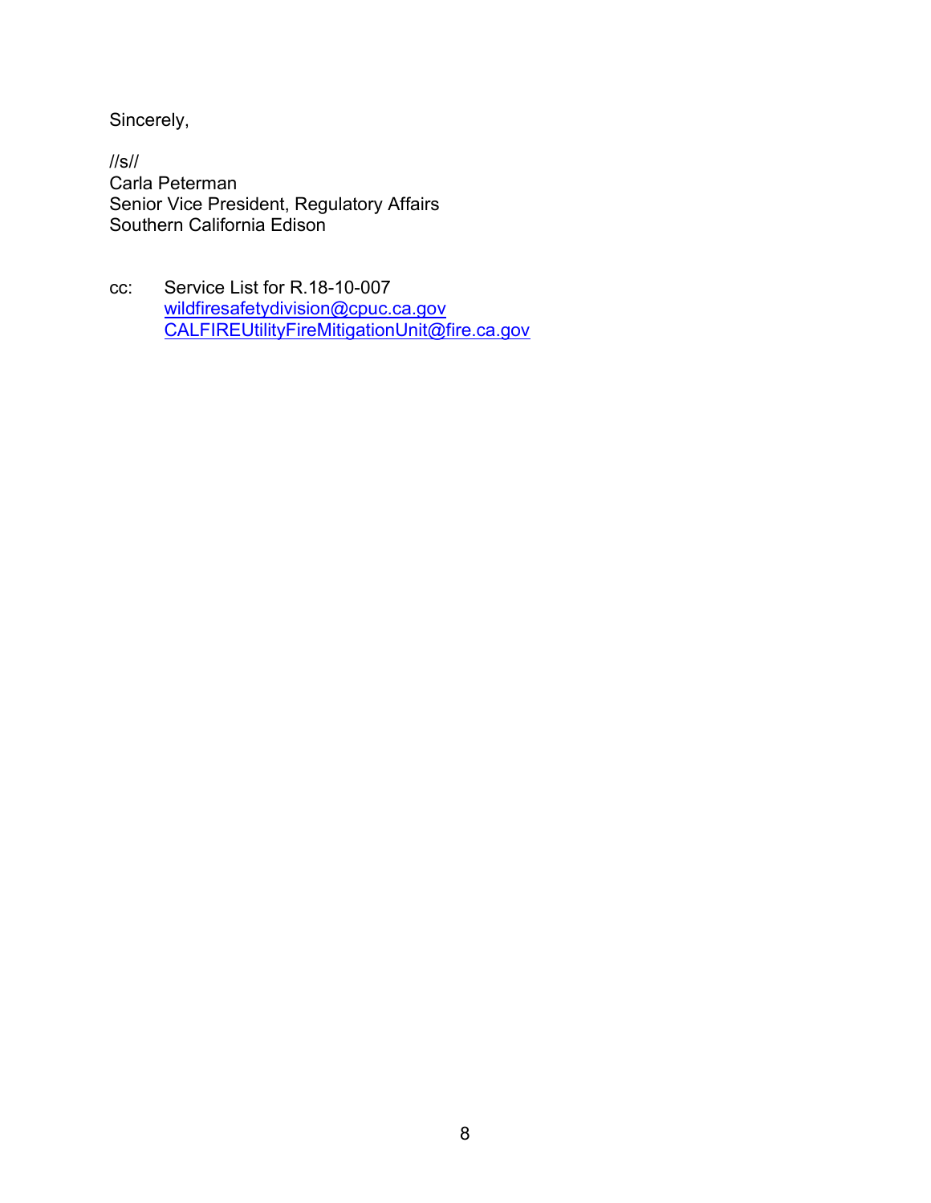Sincerely,

//s//
Carla Peterman
Senior Vice President, Regulatory Affairs
Southern California Edison

cc: Service List for R.18-10-007
wildfiresafetydivision@cpuc.ca.gov
CALFIREUtilityFireMitigationUnit@fire.ca.gov